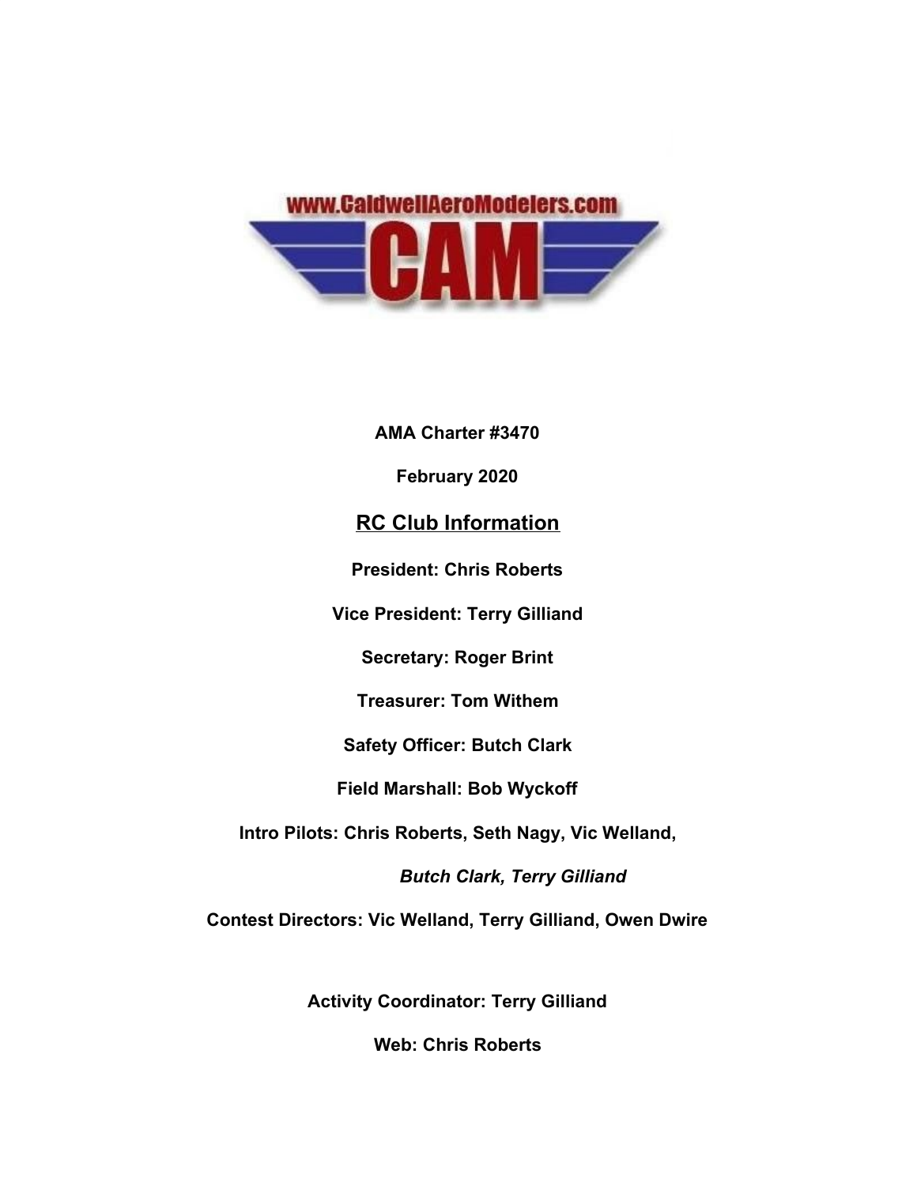www.CaldwellAeroModelers.com

CAM

**AMA Charter #3470**

**February 2020**

## RC Club Information

**President: Chris Roberts**

**Vice President: Terry Gilliand**

**Secretary: Roger Brint**

**Treasurer: Tom Withem**

**Safety Officer: Butch Clark**

**Field Marshall: Bob Wyckoff**

**Intro Pilots: Chris Roberts, Seth Nagy, Vic Welland,**

***Butch Clark, Terry Gilliand***

**Contest Directors: Vic Welland, Terry Gilliand, Owen Dwire**

**Activity Coordinator: Terry Gilliand**

**Web: Chris Roberts**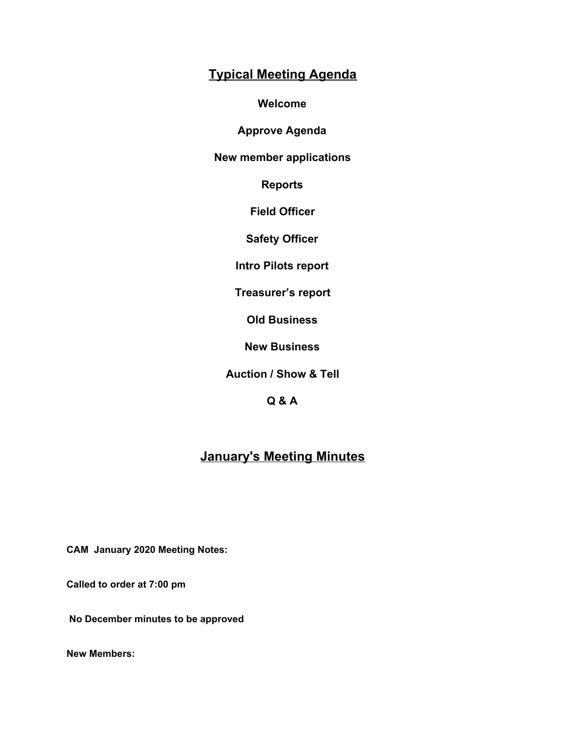## Typical Meeting Agenda

**Welcome**

**Approve Agenda**

**New member applications**

**Reports**

**Field Officer**

**Safety Officer**

**Intro Pilots report**

**Treasurer's report**

**Old Business**

**New Business**

**Auction / Show & Tell**

**Q & A**

## January's Meeting Minutes

**CAM January 2020 Meeting Notes:**

**Called to order at 7:00 pm**

**No December minutes to be approved**

**New Members:**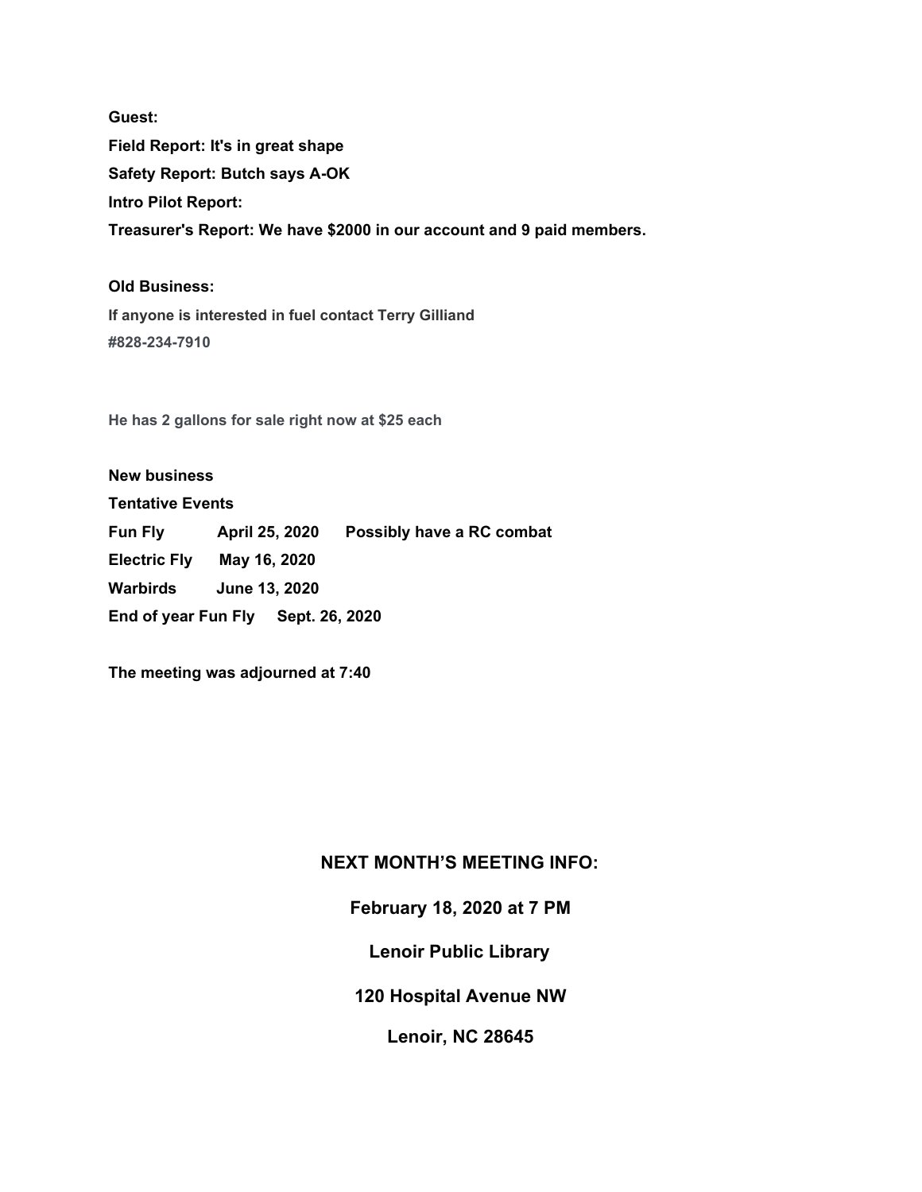**Guest:**

**Field Report: It's in great shape**

**Safety Report: Butch says A-OK**

**Intro Pilot Report:**

**Treasurer's Report: We have $2000 in our account and 9 paid members.**

**Old Business:**

**If anyone is interested in fuel contact Terry Gilliand**
**#828-234-7910**

**He has 2 gallons for sale right now at $25 each**

**New business**

**Tentative Events**

| | | |
|---|---|---|
| **Fun Fly** | **April 25, 2020** | **Possibly have a RC combat** |
| **Electric Fly** | **May 16, 2020** | |
| **Warbirds** | **June 13, 2020** | |
| **End of year Fun Fly** | **Sept. 26, 2020** | |

**The meeting was adjourned at 7:40**

## NEXT MONTH'S MEETING INFO:

**February 18, 2020 at 7 PM**

**Lenoir Public Library**

**120 Hospital Avenue NW**

**Lenoir, NC 28645**